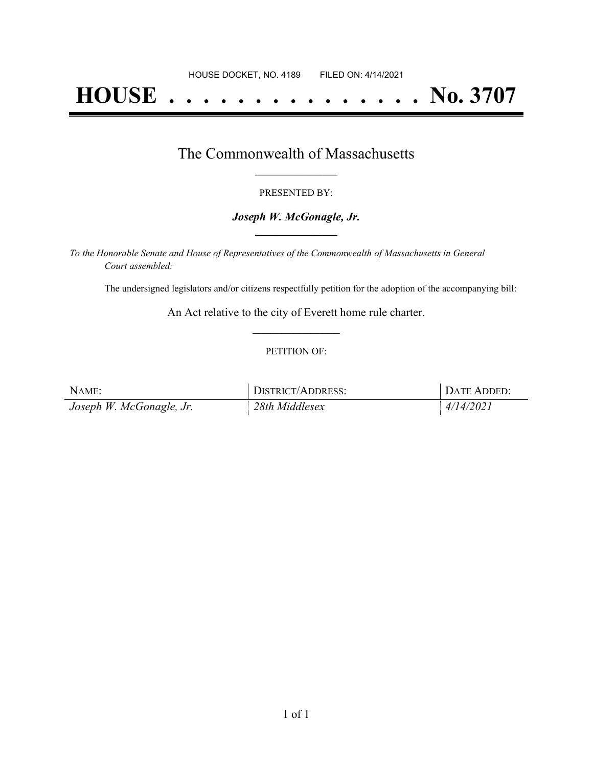HOUSE DOCKET, NO. 4189        FILED ON: 4/14/2021

# HOUSE . . . . . . . . . . . . . . . No. 3707

## The Commonwealth of Massachusetts

PRESENTED BY:

***Joseph W. McGonagle, Jr.***

*To the Honorable Senate and House of Representatives of the Commonwealth of Massachusetts in General Court assembled:*

The undersigned legislators and/or citizens respectfully petition for the adoption of the accompanying bill:

An Act relative to the city of Everett home rule charter.

PETITION OF:

| NAME: | DISTRICT/ADDRESS: | DATE ADDED: |
| --- | --- | --- |
| *Joseph W. McGonagle, Jr.* | *28th Middlesex* | *4/14/2021* |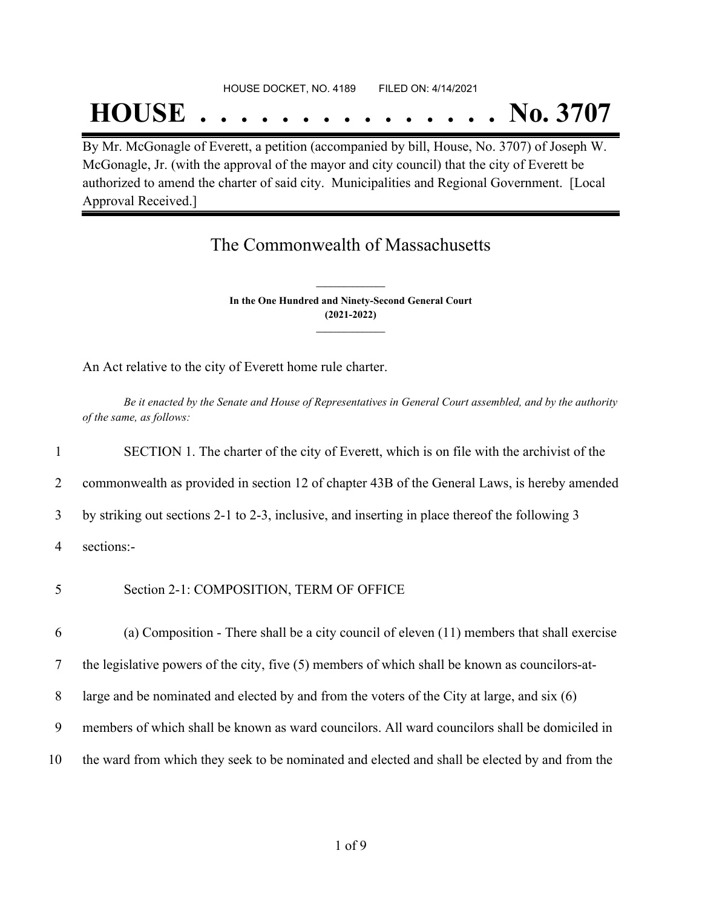HOUSE DOCKET, NO. 4189 FILED ON: 4/14/2021

# HOUSE . . . . . . . . . . . . . . . No. 3707

By Mr. McGonagle of Everett, a petition (accompanied by bill, House, No. 3707) of Joseph W. McGonagle, Jr. (with the approval of the mayor and city council) that the city of Everett be authorized to amend the charter of said city. Municipalities and Regional Government. [Local Approval Received.]

## The Commonwealth of Massachusetts

**In the One Hundred and Ninety-Second General Court**
**(2021-2022)**

An Act relative to the city of Everett home rule charter.

*Be it enacted by the Senate and House of Representatives in General Court assembled, and by the authority of the same, as follows:*

1 SECTION 1. The charter of the city of Everett, which is on file with the archivist of the
2 commonwealth as provided in section 12 of chapter 43B of the General Laws, is hereby amended
3 by striking out sections 2-1 to 2-3, inclusive, and inserting in place thereof the following 3
4 sections:-

5 Section 2-1: COMPOSITION, TERM OF OFFICE

6 (a) Composition - There shall be a city council of eleven (11) members that shall exercise
7 the legislative powers of the city, five (5) members of which shall be known as councilors-at-
8 large and be nominated and elected by and from the voters of the City at large, and six (6)
9 members of which shall be known as ward councilors. All ward councilors shall be domiciled in
10 the ward from which they seek to be nominated and elected and shall be elected by and from the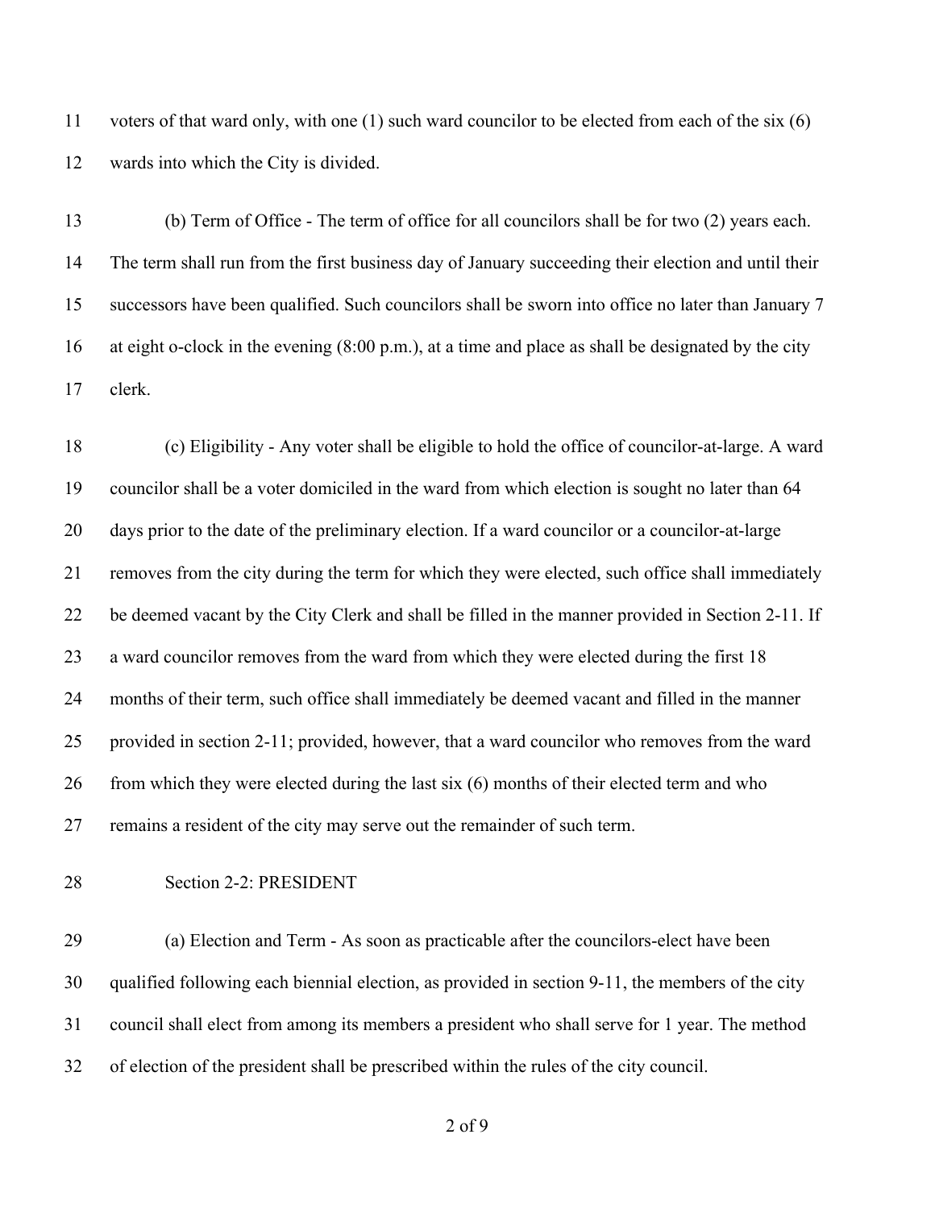voters of that ward only, with one (1) such ward councilor to be elected from each of the six (6) wards into which the City is divided.

(b) Term of Office - The term of office for all councilors shall be for two (2) years each. The term shall run from the first business day of January succeeding their election and until their successors have been qualified. Such councilors shall be sworn into office no later than January 7 at eight o-clock in the evening (8:00 p.m.), at a time and place as shall be designated by the city clerk.

(c) Eligibility - Any voter shall be eligible to hold the office of councilor-at-large. A ward councilor shall be a voter domiciled in the ward from which election is sought no later than 64 days prior to the date of the preliminary election. If a ward councilor or a councilor-at-large removes from the city during the term for which they were elected, such office shall immediately be deemed vacant by the City Clerk and shall be filled in the manner provided in Section 2-11. If a ward councilor removes from the ward from which they were elected during the first 18 months of their term, such office shall immediately be deemed vacant and filled in the manner provided in section 2-11; provided, however, that a ward councilor who removes from the ward from which they were elected during the last six (6) months of their elected term and who remains a resident of the city may serve out the remainder of such term.

Section 2-2: PRESIDENT

(a) Election and Term - As soon as practicable after the councilors-elect have been qualified following each biennial election, as provided in section 9-11, the members of the city council shall elect from among its members a president who shall serve for 1 year. The method of election of the president shall be prescribed within the rules of the city council.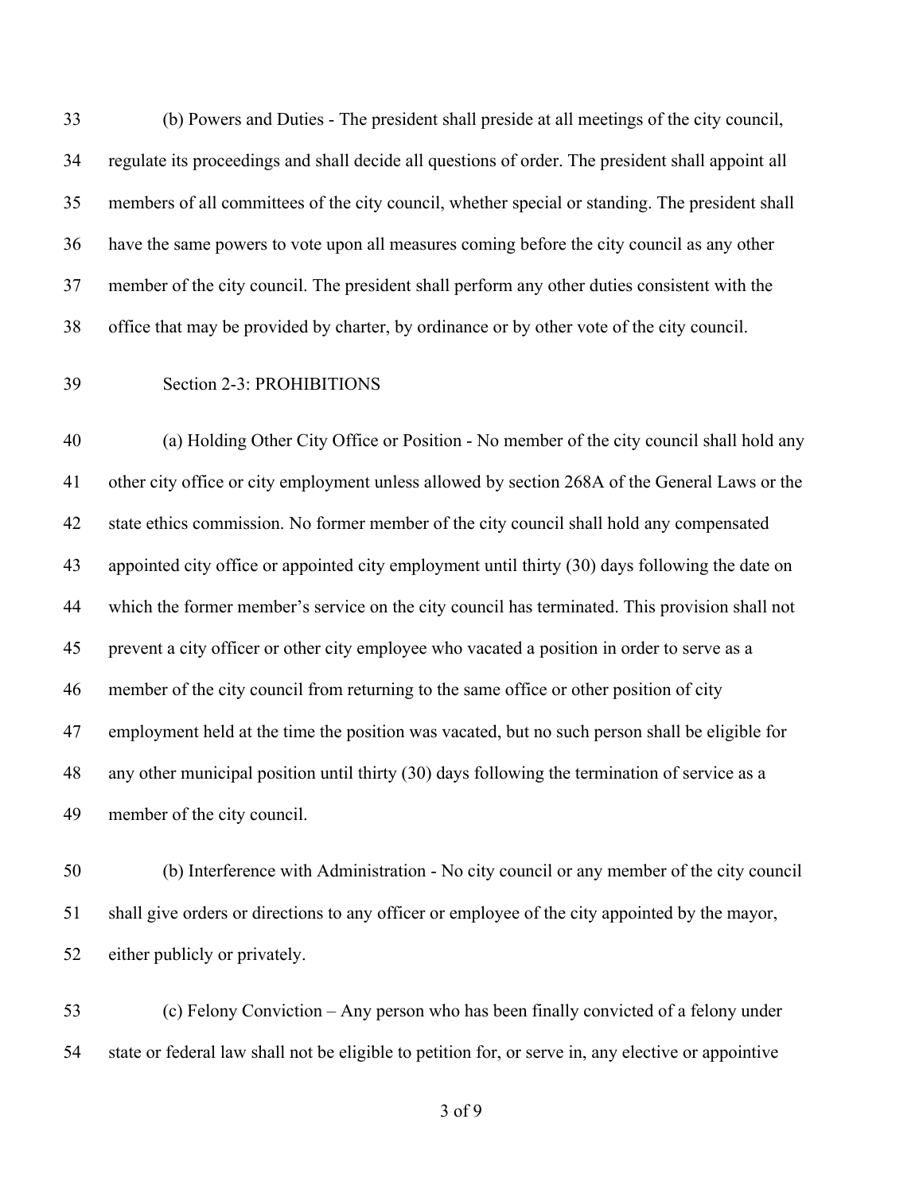(b) Powers and Duties - The president shall preside at all meetings of the city council, regulate its proceedings and shall decide all questions of order. The president shall appoint all members of all committees of the city council, whether special or standing. The president shall have the same powers to vote upon all measures coming before the city council as any other member of the city council. The president shall perform any other duties consistent with the office that may be provided by charter, by ordinance or by other vote of the city council.

Section 2-3: PROHIBITIONS

(a) Holding Other City Office or Position - No member of the city council shall hold any other city office or city employment unless allowed by section 268A of the General Laws or the state ethics commission. No former member of the city council shall hold any compensated appointed city office or appointed city employment until thirty (30) days following the date on which the former member's service on the city council has terminated. This provision shall not prevent a city officer or other city employee who vacated a position in order to serve as a member of the city council from returning to the same office or other position of city employment held at the time the position was vacated, but no such person shall be eligible for any other municipal position until thirty (30) days following the termination of service as a member of the city council.

(b) Interference with Administration - No city council or any member of the city council shall give orders or directions to any officer or employee of the city appointed by the mayor, either publicly or privately.

(c) Felony Conviction – Any person who has been finally convicted of a felony under state or federal law shall not be eligible to petition for, or serve in, any elective or appointive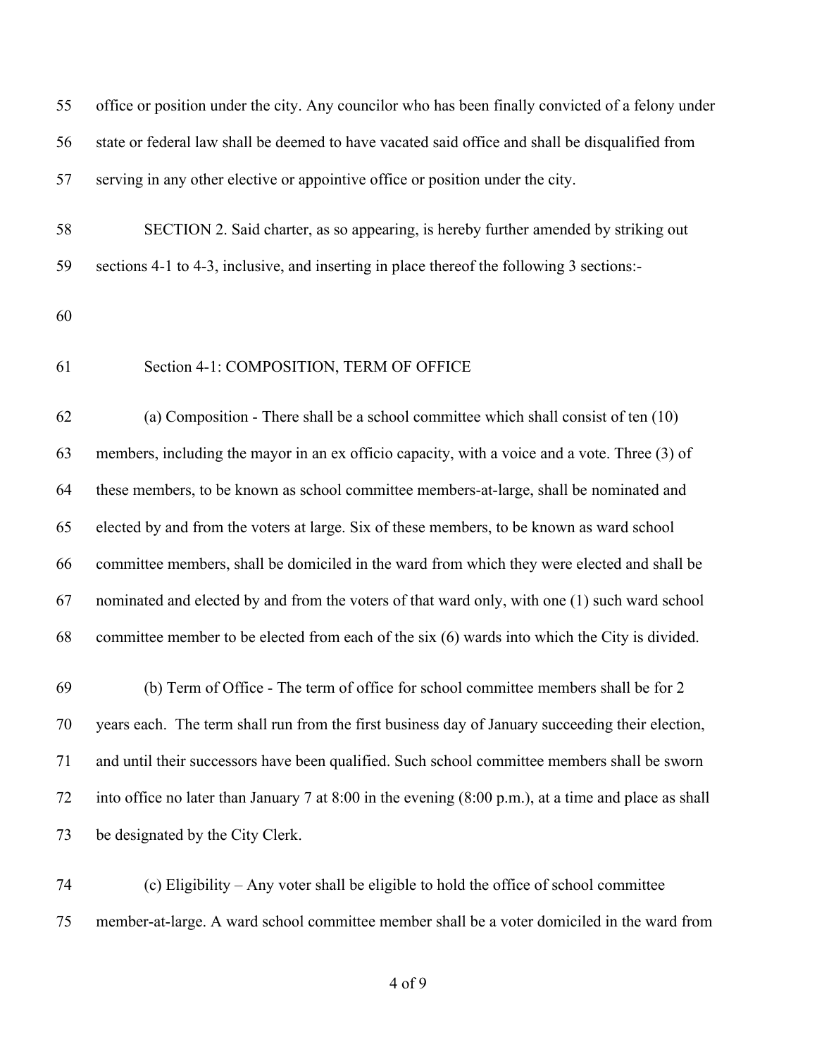office or position under the city. Any councilor who has been finally convicted of a felony under state or federal law shall be deemed to have vacated said office and shall be disqualified from serving in any other elective or appointive office or position under the city.

SECTION 2. Said charter, as so appearing, is hereby further amended by striking out sections 4-1 to 4-3, inclusive, and inserting in place thereof the following 3 sections:-

Section 4-1: COMPOSITION, TERM OF OFFICE

(a) Composition - There shall be a school committee which shall consist of ten (10) members, including the mayor in an ex officio capacity, with a voice and a vote. Three (3) of these members, to be known as school committee members-at-large, shall be nominated and elected by and from the voters at large. Six of these members, to be known as ward school committee members, shall be domiciled in the ward from which they were elected and shall be nominated and elected by and from the voters of that ward only, with one (1) such ward school committee member to be elected from each of the six (6) wards into which the City is divided.

(b) Term of Office - The term of office for school committee members shall be for 2 years each. The term shall run from the first business day of January succeeding their election, and until their successors have been qualified. Such school committee members shall be sworn into office no later than January 7 at 8:00 in the evening (8:00 p.m.), at a time and place as shall be designated by the City Clerk.

(c) Eligibility – Any voter shall be eligible to hold the office of school committee member-at-large. A ward school committee member shall be a voter domiciled in the ward from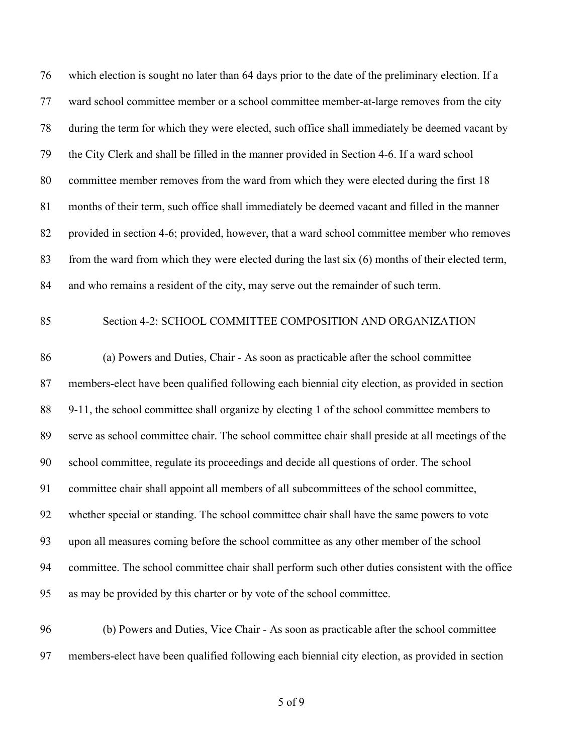which election is sought no later than 64 days prior to the date of the preliminary election. If a ward school committee member or a school committee member-at-large removes from the city during the term for which they were elected, such office shall immediately be deemed vacant by the City Clerk and shall be filled in the manner provided in Section 4-6. If a ward school committee member removes from the ward from which they were elected during the first 18 months of their term, such office shall immediately be deemed vacant and filled in the manner provided in section 4-6; provided, however, that a ward school committee member who removes from the ward from which they were elected during the last six (6) months of their elected term, and who remains a resident of the city, may serve out the remainder of such term.

## Section 4-2: SCHOOL COMMITTEE COMPOSITION AND ORGANIZATION

(a) Powers and Duties, Chair - As soon as practicable after the school committee members-elect have been qualified following each biennial city election, as provided in section 9-11, the school committee shall organize by electing 1 of the school committee members to serve as school committee chair. The school committee chair shall preside at all meetings of the school committee, regulate its proceedings and decide all questions of order. The school committee chair shall appoint all members of all subcommittees of the school committee, whether special or standing. The school committee chair shall have the same powers to vote upon all measures coming before the school committee as any other member of the school committee. The school committee chair shall perform such other duties consistent with the office as may be provided by this charter or by vote of the school committee.

(b) Powers and Duties, Vice Chair - As soon as practicable after the school committee members-elect have been qualified following each biennial city election, as provided in section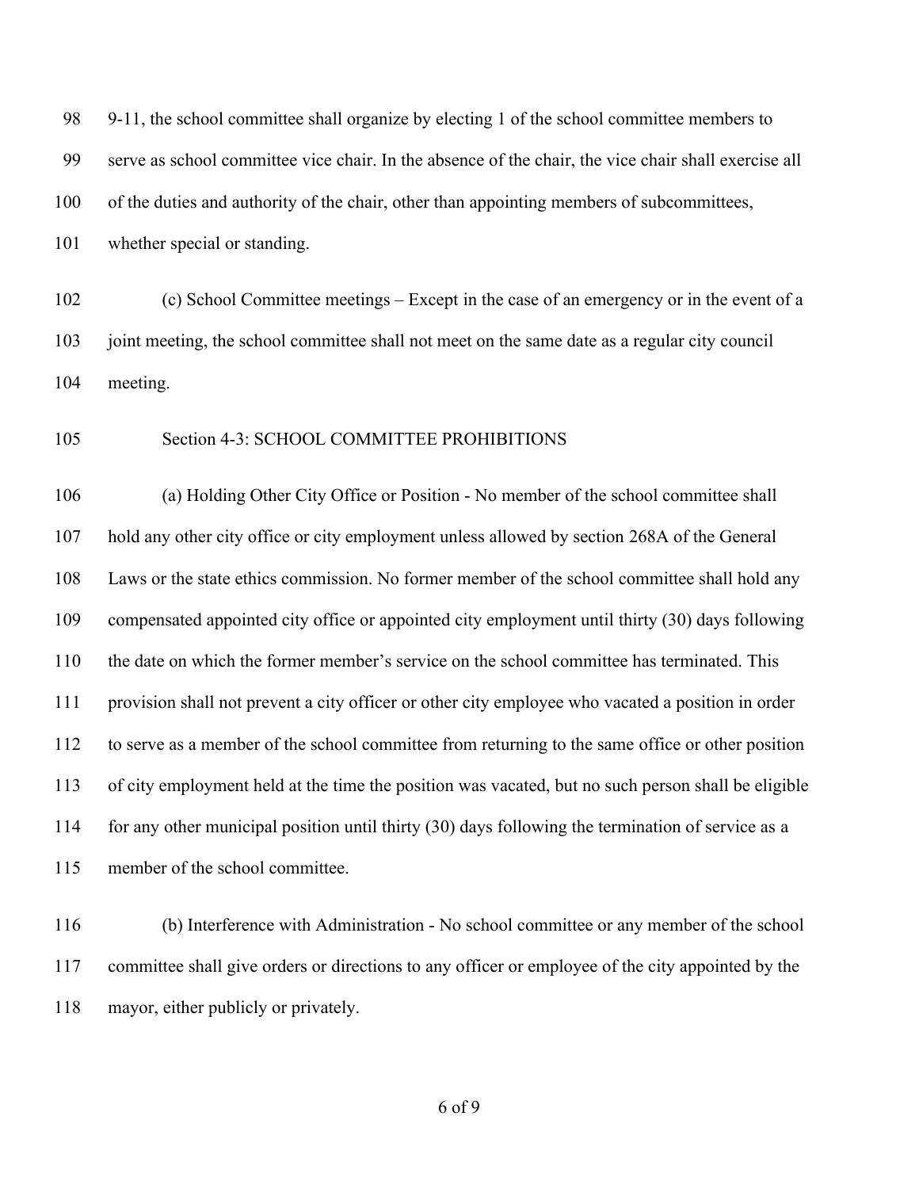9-11, the school committee shall organize by electing 1 of the school committee members to serve as school committee vice chair. In the absence of the chair, the vice chair shall exercise all of the duties and authority of the chair, other than appointing members of subcommittees, whether special or standing.

(c) School Committee meetings – Except in the case of an emergency or in the event of a joint meeting, the school committee shall not meet on the same date as a regular city council meeting.

Section 4-3: SCHOOL COMMITTEE PROHIBITIONS

(a) Holding Other City Office or Position - No member of the school committee shall hold any other city office or city employment unless allowed by section 268A of the General Laws or the state ethics commission. No former member of the school committee shall hold any compensated appointed city office or appointed city employment until thirty (30) days following the date on which the former member's service on the school committee has terminated. This provision shall not prevent a city officer or other city employee who vacated a position in order to serve as a member of the school committee from returning to the same office or other position of city employment held at the time the position was vacated, but no such person shall be eligible for any other municipal position until thirty (30) days following the termination of service as a member of the school committee.

(b) Interference with Administration - No school committee or any member of the school committee shall give orders or directions to any officer or employee of the city appointed by the mayor, either publicly or privately.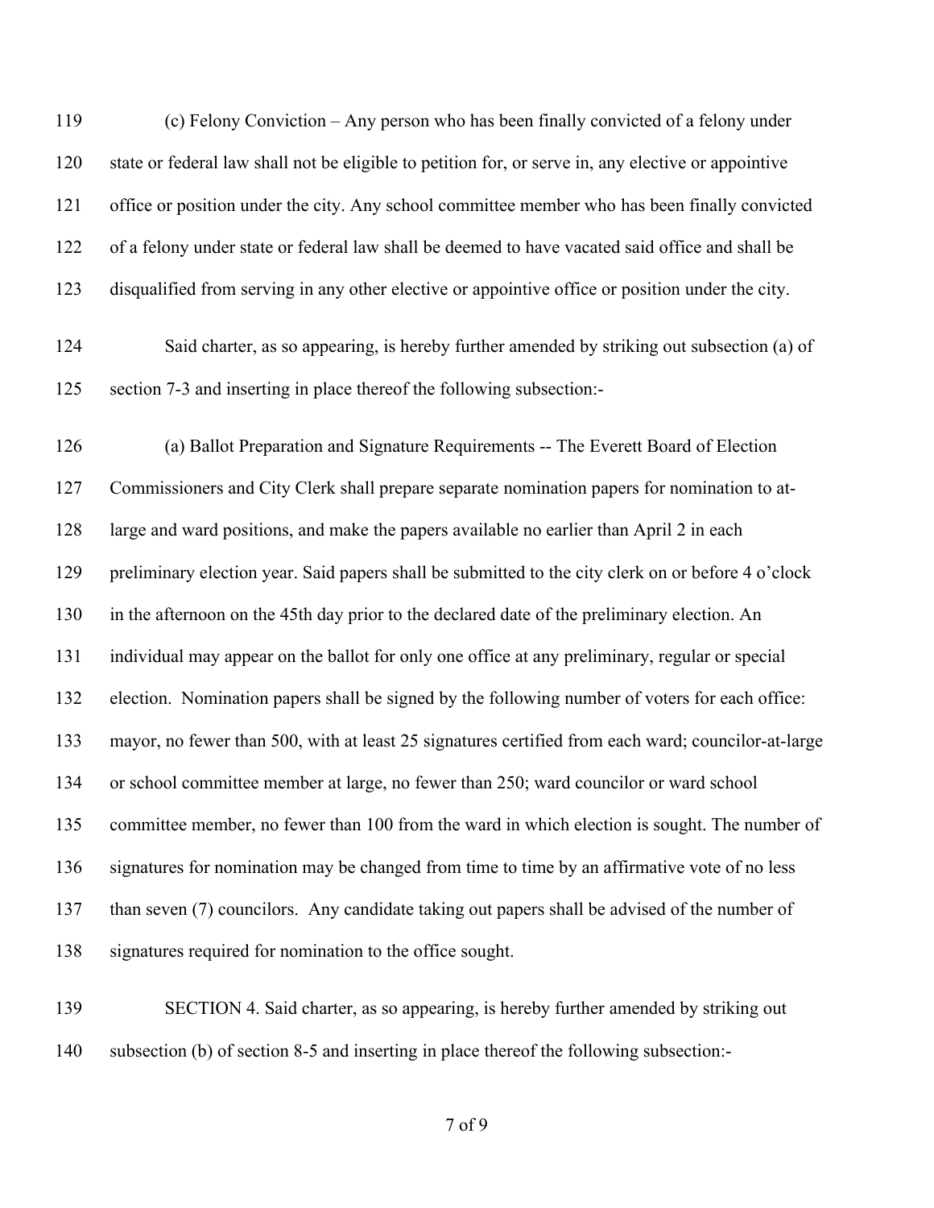(c) Felony Conviction – Any person who has been finally convicted of a felony under state or federal law shall not be eligible to petition for, or serve in, any elective or appointive office or position under the city. Any school committee member who has been finally convicted of a felony under state or federal law shall be deemed to have vacated said office and shall be disqualified from serving in any other elective or appointive office or position under the city.

Said charter, as so appearing, is hereby further amended by striking out subsection (a) of section 7-3 and inserting in place thereof the following subsection:-

(a) Ballot Preparation and Signature Requirements -- The Everett Board of Election Commissioners and City Clerk shall prepare separate nomination papers for nomination to at-large and ward positions, and make the papers available no earlier than April 2 in each preliminary election year. Said papers shall be submitted to the city clerk on or before 4 o'clock in the afternoon on the 45th day prior to the declared date of the preliminary election. An individual may appear on the ballot for only one office at any preliminary, regular or special election. Nomination papers shall be signed by the following number of voters for each office: mayor, no fewer than 500, with at least 25 signatures certified from each ward; councilor-at-large or school committee member at large, no fewer than 250; ward councilor or ward school committee member, no fewer than 100 from the ward in which election is sought. The number of signatures for nomination may be changed from time to time by an affirmative vote of no less than seven (7) councilors. Any candidate taking out papers shall be advised of the number of signatures required for nomination to the office sought.

SECTION 4. Said charter, as so appearing, is hereby further amended by striking out subsection (b) of section 8-5 and inserting in place thereof the following subsection:-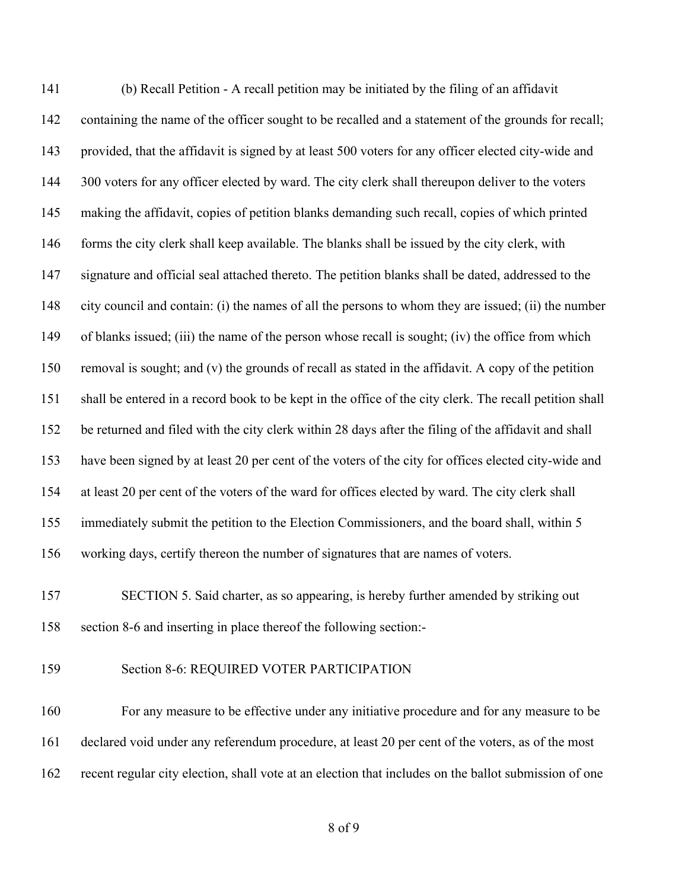(b) Recall Petition - A recall petition may be initiated by the filing of an affidavit containing the name of the officer sought to be recalled and a statement of the grounds for recall; provided, that the affidavit is signed by at least 500 voters for any officer elected city-wide and 300 voters for any officer elected by ward. The city clerk shall thereupon deliver to the voters making the affidavit, copies of petition blanks demanding such recall, copies of which printed forms the city clerk shall keep available. The blanks shall be issued by the city clerk, with signature and official seal attached thereto. The petition blanks shall be dated, addressed to the city council and contain: (i) the names of all the persons to whom they are issued; (ii) the number of blanks issued; (iii) the name of the person whose recall is sought; (iv) the office from which removal is sought; and (v) the grounds of recall as stated in the affidavit. A copy of the petition shall be entered in a record book to be kept in the office of the city clerk. The recall petition shall be returned and filed with the city clerk within 28 days after the filing of the affidavit and shall have been signed by at least 20 per cent of the voters of the city for offices elected city-wide and at least 20 per cent of the voters of the ward for offices elected by ward. The city clerk shall immediately submit the petition to the Election Commissioners, and the board shall, within 5 working days, certify thereon the number of signatures that are names of voters.

SECTION 5. Said charter, as so appearing, is hereby further amended by striking out section 8-6 and inserting in place thereof the following section:-

Section 8-6: REQUIRED VOTER PARTICIPATION

For any measure to be effective under any initiative procedure and for any measure to be declared void under any referendum procedure, at least 20 per cent of the voters, as of the most recent regular city election, shall vote at an election that includes on the ballot submission of one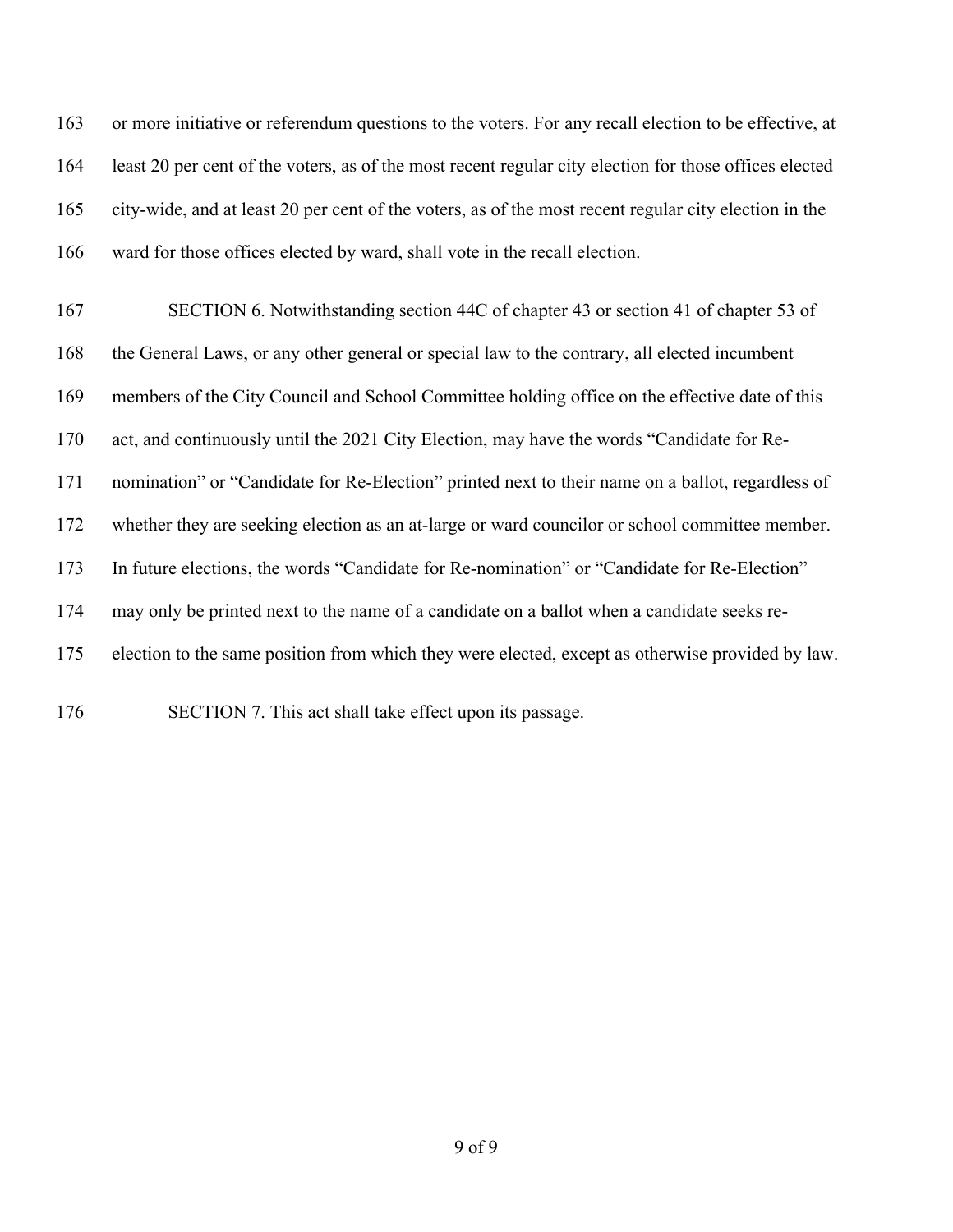or more initiative or referendum questions to the voters. For any recall election to be effective, at least 20 per cent of the voters, as of the most recent regular city election for those offices elected city-wide, and at least 20 per cent of the voters, as of the most recent regular city election in the ward for those offices elected by ward, shall vote in the recall election.

SECTION 6. Notwithstanding section 44C of chapter 43 or section 41 of chapter 53 of the General Laws, or any other general or special law to the contrary, all elected incumbent members of the City Council and School Committee holding office on the effective date of this act, and continuously until the 2021 City Election, may have the words "Candidate for Re-nomination" or "Candidate for Re-Election" printed next to their name on a ballot, regardless of whether they are seeking election as an at-large or ward councilor or school committee member. In future elections, the words "Candidate for Re-nomination" or "Candidate for Re-Election" may only be printed next to the name of a candidate on a ballot when a candidate seeks re-election to the same position from which they were elected, except as otherwise provided by law.

SECTION 7. This act shall take effect upon its passage.